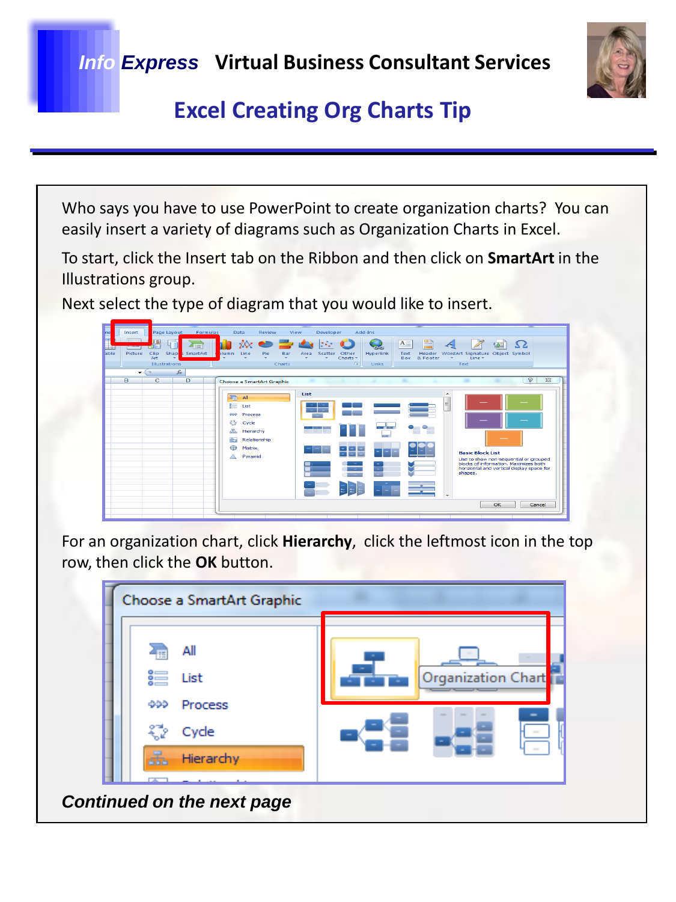# Info Express Virtual Business Consultant Services

## Excel Creating Org Charts Tip

Who says you have to use PowerPoint to create organization charts? You can easily insert a variety of diagrams such as Organization Charts in Excel.

To start, click the Insert tab on the Ribbon and then click on **SmartArt** in the Illustrations group.

Next select the type of diagram that you would like to insert.

For an organization chart, click **Hierarchy**, click the leftmost icon in the top row, then click the **OK** button.

***Continued on the next page***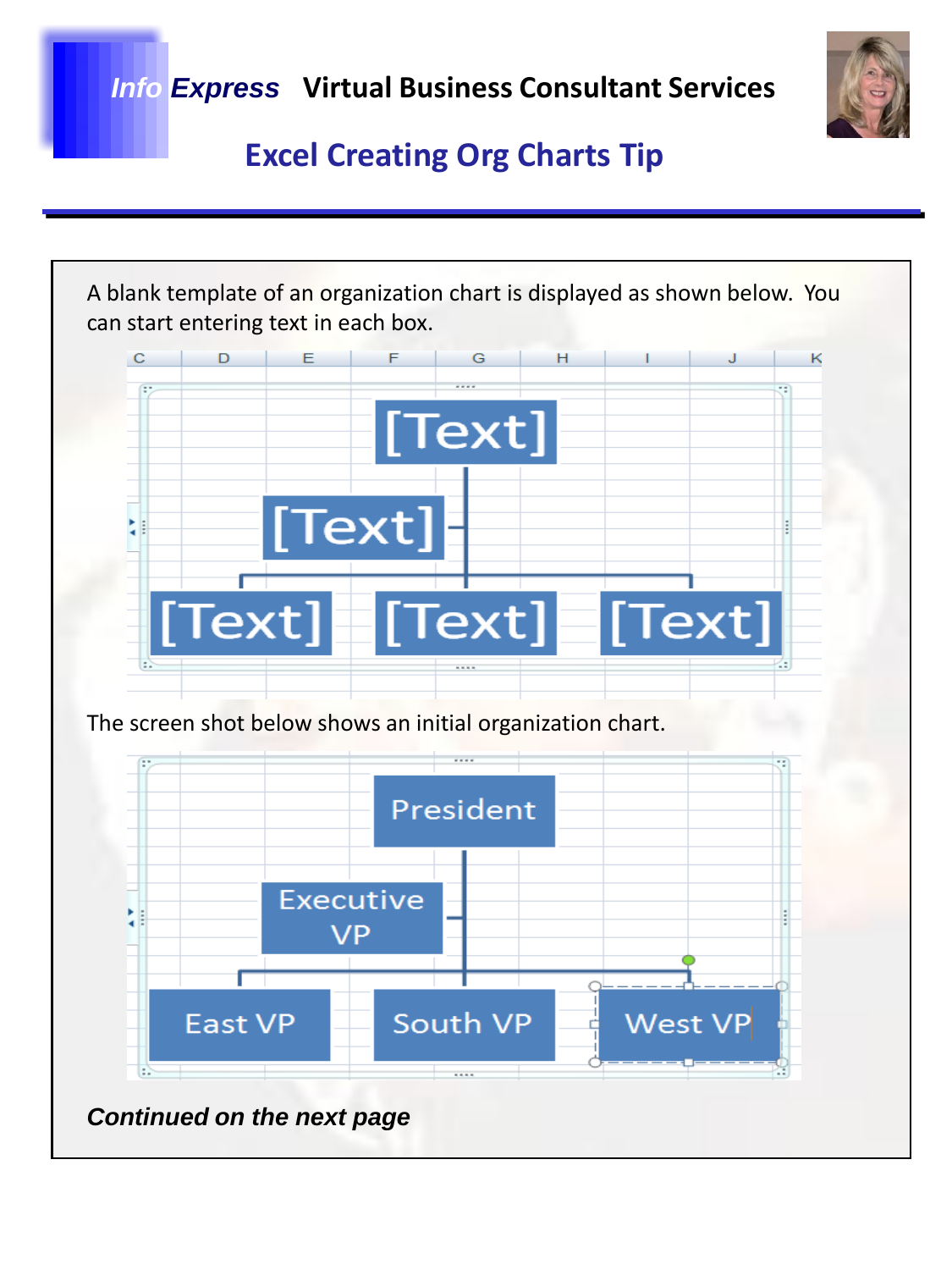A blank template of an organization chart is displayed as shown below. You can start entering text in each box.

The screen shot below shows an initial organization chart.

***Continued on the next page***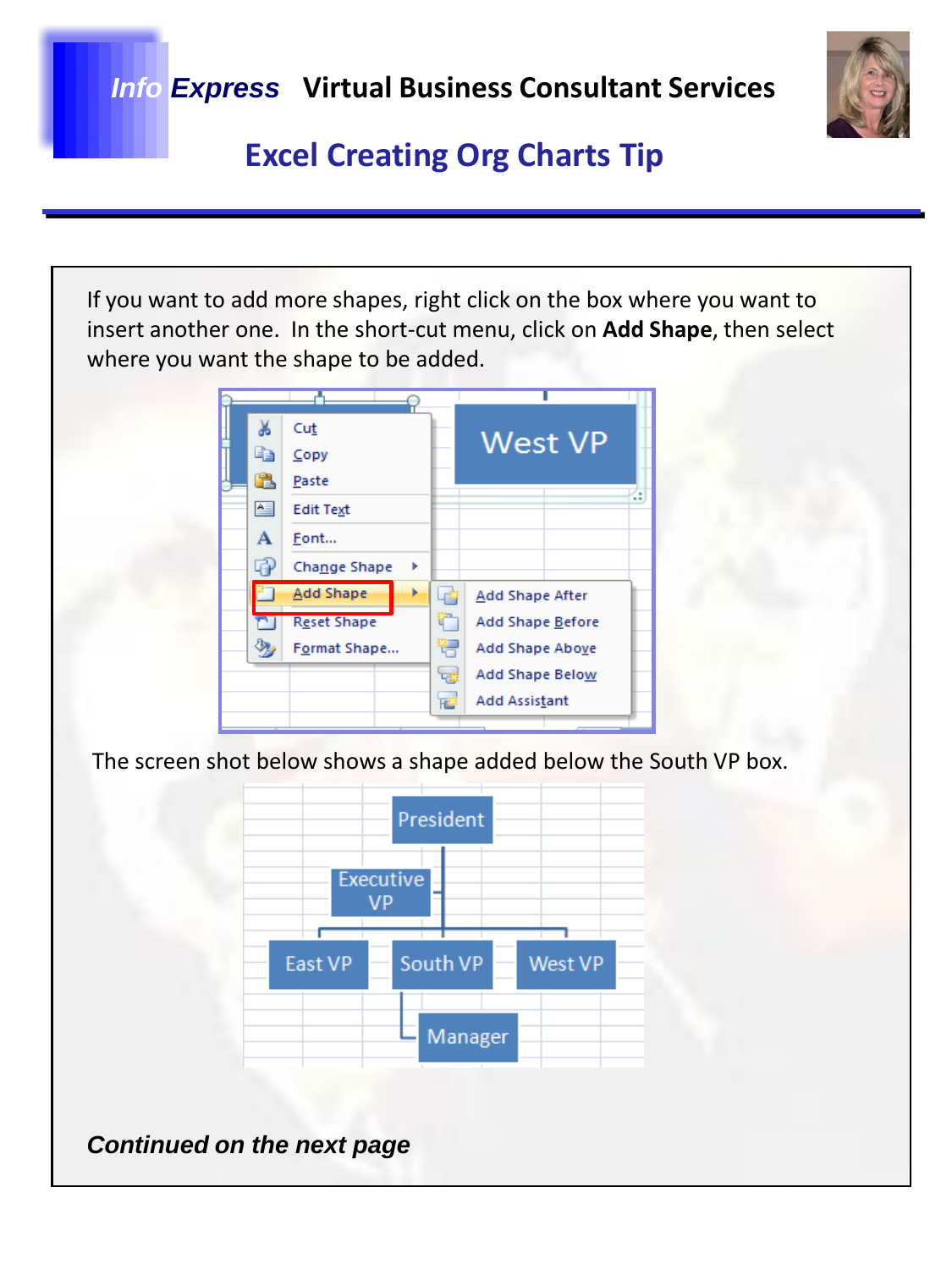*Info Express* **Virtual Business Consultant Services**

## Excel Creating Org Charts Tip

If you want to add more shapes, right click on the box where you want to insert another one. In the short-cut menu, click on **Add Shape**, then select where you want the shape to be added.

The screen shot below shows a shape added below the South VP box.

***Continued on the next page***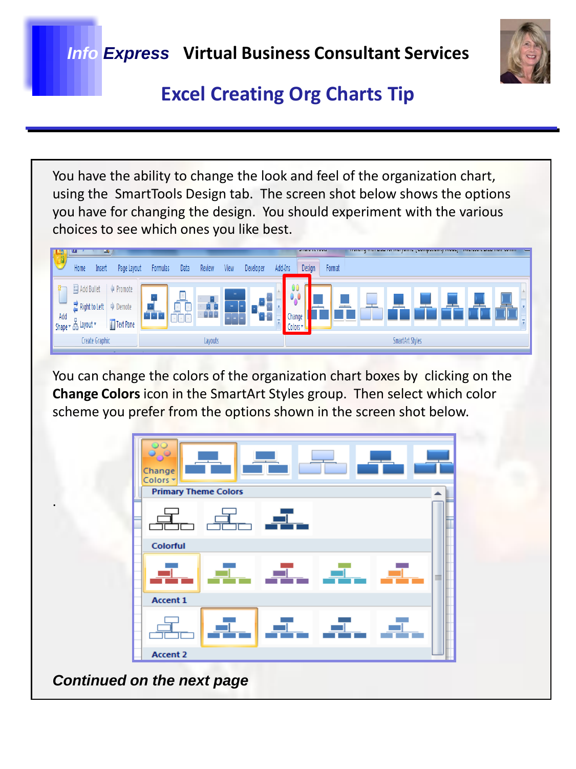# Info Express Virtual Business Consultant Services

## Excel Creating Org Charts Tip

You have the ability to change the look and feel of the organization chart, using the SmartTools Design tab. The screen shot below shows the options you have for changing the design. You should experiment with the various choices to see which ones you like best.

You can change the colors of the organization chart boxes by clicking on the **Change Colors** icon in the SmartArt Styles group. Then select which color scheme you prefer from the options shown in the screen shot below.

.

***Continued on the next page***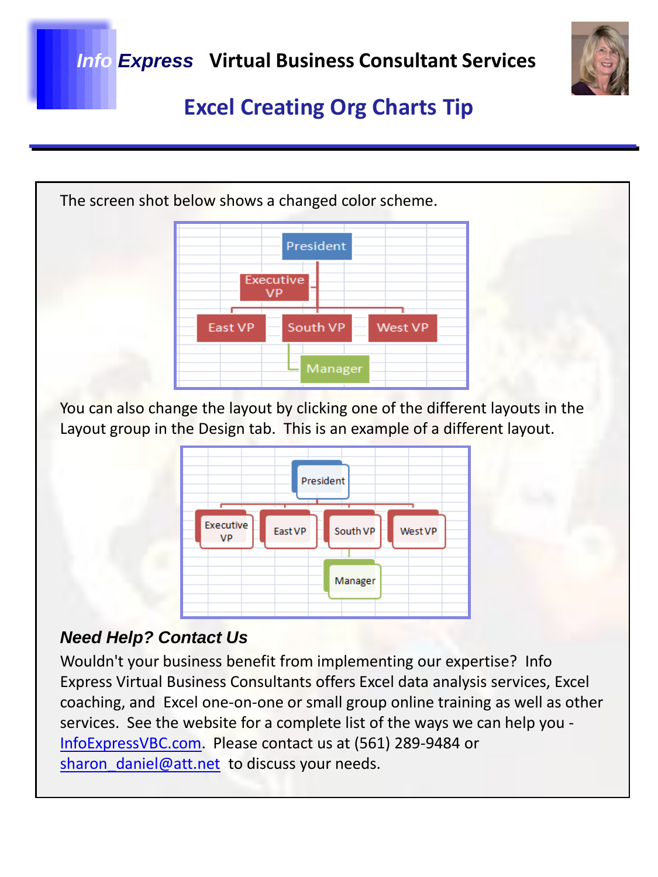The screen shot below shows a changed color scheme.

President

Executive VP

East VP

South VP

West VP

Manager

You can also change the layout by clicking one of the different layouts in the Layout group in the Design tab. This is an example of a different layout.

President

Executive VP

East VP

South VP

West VP

Manager

### *Need Help? Contact Us*

Wouldn't your business benefit from implementing our expertise? Info Express Virtual Business Consultants offers Excel data analysis services, Excel coaching, and Excel one-on-one or small group online training as well as other services. See the website for a complete list of the ways we can help you - InfoExpressVBC.com. Please contact us at (561) 289-9484 or sharon_daniel@att.net to discuss your needs.